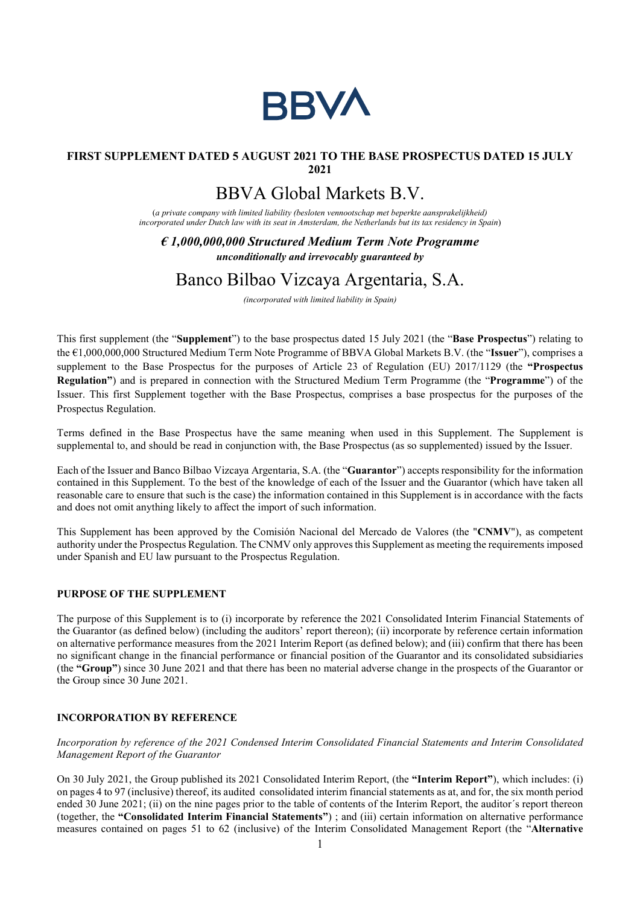**BBVA**

**FIRST SUPPLEMENT DATED 5 AUGUST 2021 TO THE BASE PROSPECTUS DATED 15 JULY 2021**

# BBVA Global Markets B.V.

(*a private company with limited liability (besloten vennootschap met beperkte aansprakelijkheid) incorporated under Dutch law with its seat in Amsterdam, the Netherlands but its tax residency in Spain*)

***€ 1,000,000,000 Structured Medium Term Note Programme***

***unconditionally and irrevocably guaranteed by***

# Banco Bilbao Vizcaya Argentaria, S.A.

*(incorporated with limited liability in Spain)*

This first supplement (the "**Supplement**") to the base prospectus dated 15 July 2021 (the "**Base Prospectus**") relating to the €1,000,000,000 Structured Medium Term Note Programme of BBVA Global Markets B.V. (the "**Issuer**"), comprises a supplement to the Base Prospectus for the purposes of Article 23 of Regulation (EU) 2017/1129 (the **"Prospectus Regulation"**) and is prepared in connection with the Structured Medium Term Programme (the "**Programme**") of the Issuer. This first Supplement together with the Base Prospectus, comprises a base prospectus for the purposes of the Prospectus Regulation.

Terms defined in the Base Prospectus have the same meaning when used in this Supplement. The Supplement is supplemental to, and should be read in conjunction with, the Base Prospectus (as so supplemented) issued by the Issuer.

Each of the Issuer and Banco Bilbao Vizcaya Argentaria, S.A. (the "**Guarantor**") accepts responsibility for the information contained in this Supplement. To the best of the knowledge of each of the Issuer and the Guarantor (which have taken all reasonable care to ensure that such is the case) the information contained in this Supplement is in accordance with the facts and does not omit anything likely to affect the import of such information.

This Supplement has been approved by the Comisión Nacional del Mercado de Valores (the "**CNMV**"), as competent authority under the Prospectus Regulation. The CNMV only approves this Supplement as meeting the requirements imposed under Spanish and EU law pursuant to the Prospectus Regulation.

## PURPOSE OF THE SUPPLEMENT

The purpose of this Supplement is to (i) incorporate by reference the 2021 Consolidated Interim Financial Statements of the Guarantor (as defined below) (including the auditors' report thereon); (ii) incorporate by reference certain information on alternative performance measures from the 2021 Interim Report (as defined below); and (iii) confirm that there has been no significant change in the financial performance or financial position of the Guarantor and its consolidated subsidiaries (the **"Group"**) since 30 June 2021 and that there has been no material adverse change in the prospects of the Guarantor or the Group since 30 June 2021.

## INCORPORATION BY REFERENCE

*Incorporation by reference of the 2021 Condensed Interim Consolidated Financial Statements and Interim Consolidated Management Report of the Guarantor*

On 30 July 2021, the Group published its 2021 Consolidated Interim Report, (the **"Interim Report"**), which includes: (i) on pages 4 to 97 (inclusive) thereof, its audited consolidated interim financial statements as at, and for, the six month period ended 30 June 2021; (ii) on the nine pages prior to the table of contents of the Interim Report, the auditor´s report thereon (together, the **"Consolidated Interim Financial Statements"**) ; and (iii) certain information on alternative performance measures contained on pages 51 to 62 (inclusive) of the Interim Consolidated Management Report (the "**Alternative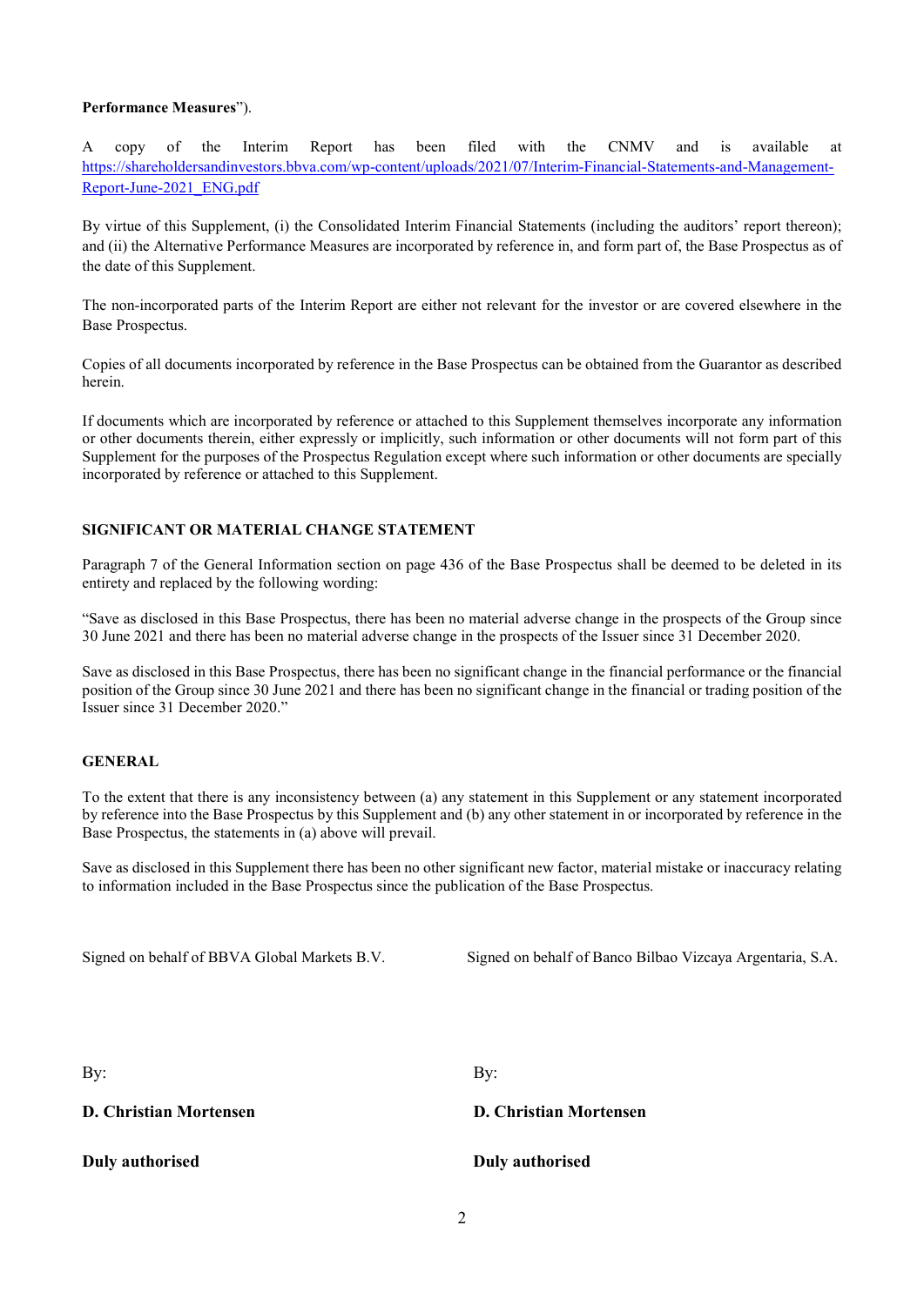**Performance Measures**").

A copy of the Interim Report has been filed with the CNMV and is available at [https://shareholdersandinvestors.bbva.com/wp-content/uploads/2021/07/Interim-Financial-Statements-and-Management-Report-June-2021_ENG.pdf](https://shareholdersandinvestors.bbva.com/wp-content/uploads/2021/07/Interim-Financial-Statements-and-Management-Report-June-2021_ENG.pdf)

By virtue of this Supplement, (i) the Consolidated Interim Financial Statements (including the auditors' report thereon); and (ii) the Alternative Performance Measures are incorporated by reference in, and form part of, the Base Prospectus as of the date of this Supplement.

The non-incorporated parts of the Interim Report are either not relevant for the investor or are covered elsewhere in the Base Prospectus.

Copies of all documents incorporated by reference in the Base Prospectus can be obtained from the Guarantor as described herein.

If documents which are incorporated by reference or attached to this Supplement themselves incorporate any information or other documents therein, either expressly or implicitly, such information or other documents will not form part of this Supplement for the purposes of the Prospectus Regulation except where such information or other documents are specially incorporated by reference or attached to this Supplement.

## SIGNIFICANT OR MATERIAL CHANGE STATEMENT

Paragraph 7 of the General Information section on page 436 of the Base Prospectus shall be deemed to be deleted in its entirety and replaced by the following wording:

"Save as disclosed in this Base Prospectus, there has been no material adverse change in the prospects of the Group since 30 June 2021 and there has been no material adverse change in the prospects of the Issuer since 31 December 2020.

Save as disclosed in this Base Prospectus, there has been no significant change in the financial performance or the financial position of the Group since 30 June 2021 and there has been no significant change in the financial or trading position of the Issuer since 31 December 2020."

## GENERAL

To the extent that there is any inconsistency between (a) any statement in this Supplement or any statement incorporated by reference into the Base Prospectus by this Supplement and (b) any other statement in or incorporated by reference in the Base Prospectus, the statements in (a) above will prevail.

Save as disclosed in this Supplement there has been no other significant new factor, material mistake or inaccuracy relating to information included in the Base Prospectus since the publication of the Base Prospectus.

Signed on behalf of BBVA Global Markets B.V.

By:

**D. Christian Mortensen**

**Duly authorised**

Signed on behalf of Banco Bilbao Vizcaya Argentaria, S.A.

By:

**D. Christian Mortensen**

**Duly authorised**